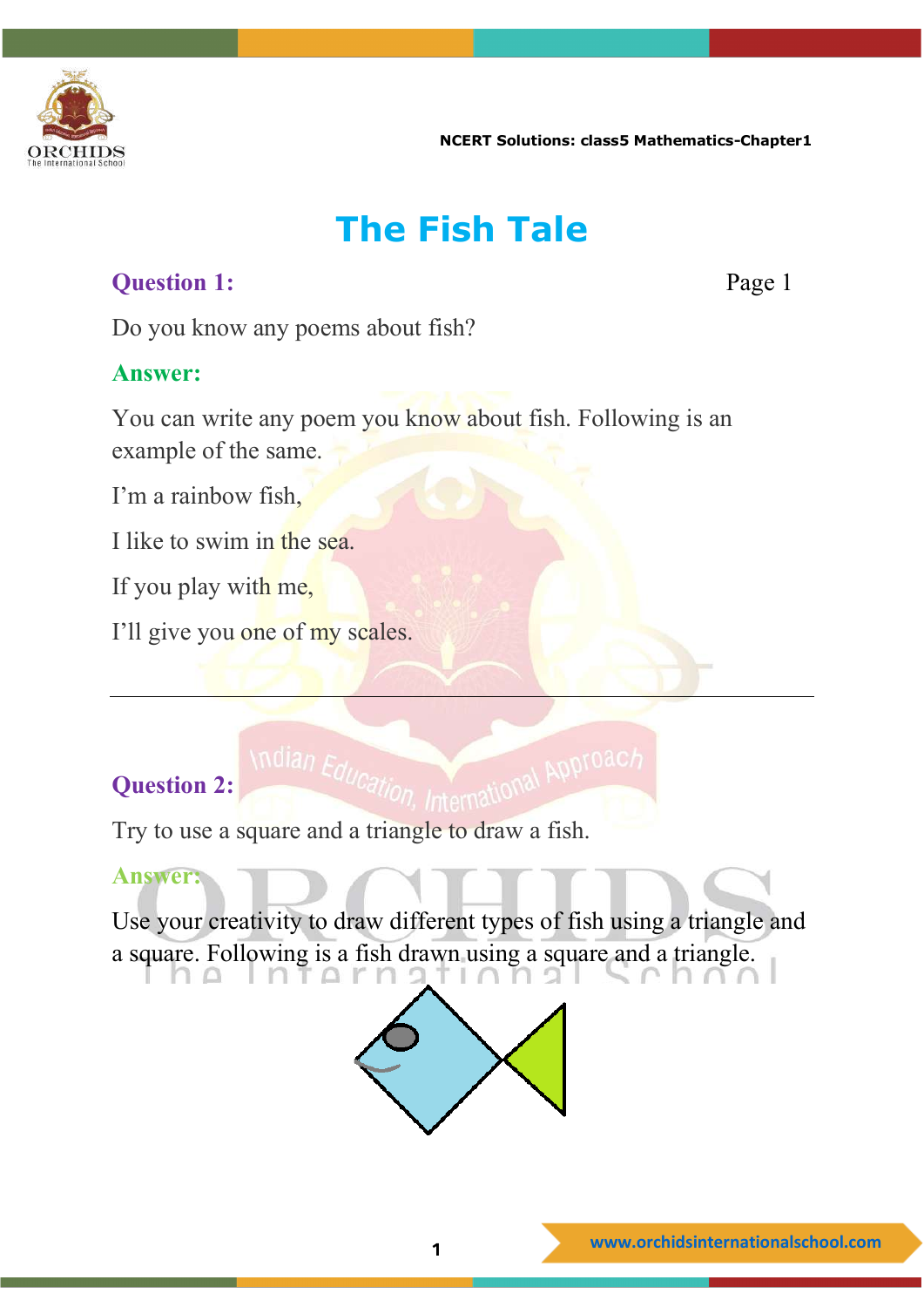# The Fish Tale

**Question 1:** Page 1

Do you know any poems about fish?

**Answer:**

You can write any poem you know about fish. Following is an example of the same.

I'm a rainbow fish,

I like to swim in the sea.

If you play with me,

I'll give you one of my scales.

---

**Question 2:**

Try to use a square and a triangle to draw a fish.

**Answer:**

Use your creativity to draw different types of fish using a triangle and a square. Following is a fish drawn using a square and a triangle.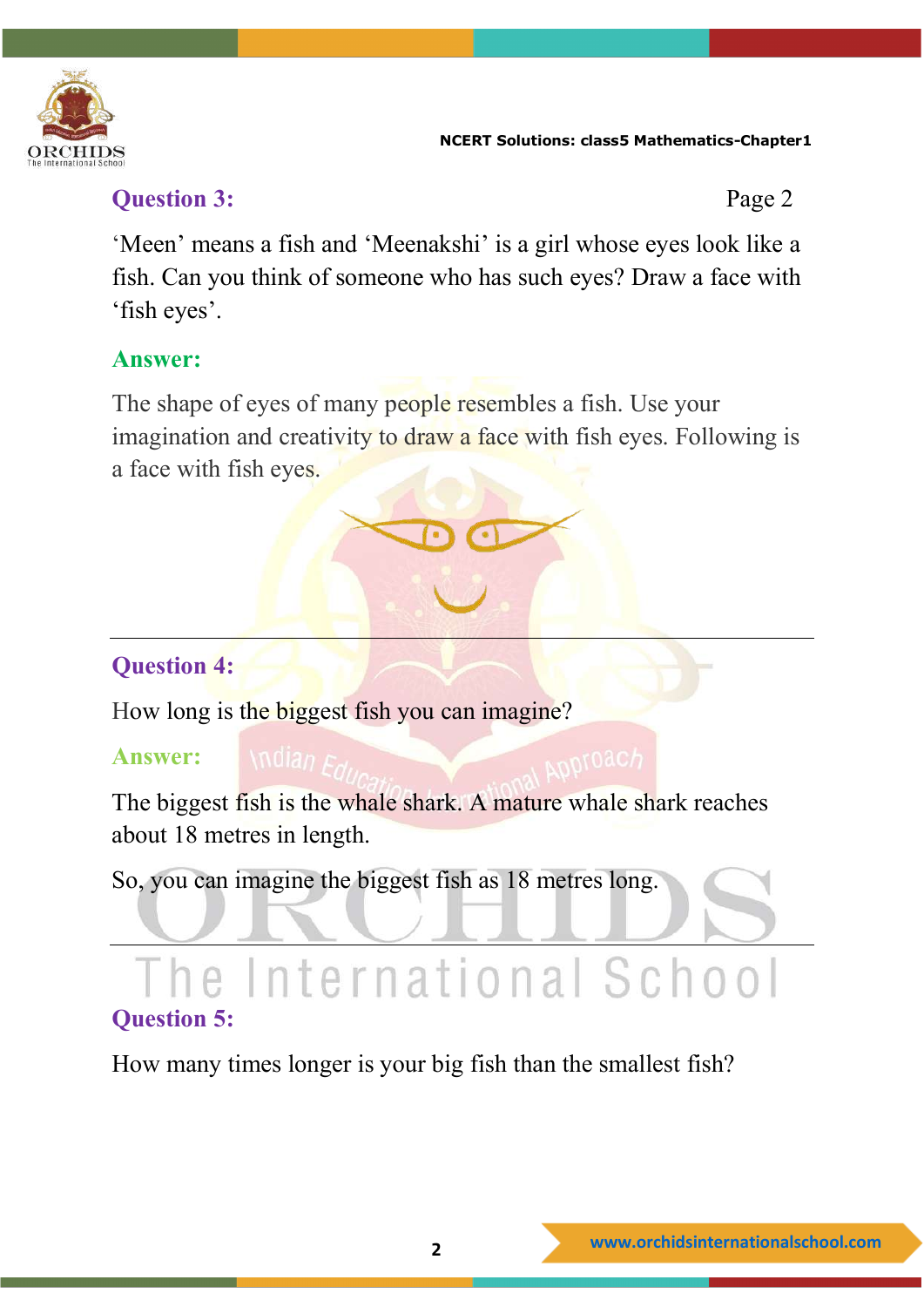**Question 3:**

'Meen' means a fish and 'Meenakshi' is a girl whose eyes look like a fish. Can you think of someone who has such eyes? Draw a face with 'fish eyes'.

**Answer:**

The shape of eyes of many people resembles a fish. Use your imagination and creativity to draw a face with fish eyes. Following is a face with fish eyes.

---

**Question 4:**

How long is the biggest fish you can imagine?

**Answer:**

The biggest fish is the whale shark. A mature whale shark reaches about 18 metres in length.

So, you can imagine the biggest fish as 18 metres long.

---

**Question 5:**

How many times longer is your big fish than the smallest fish?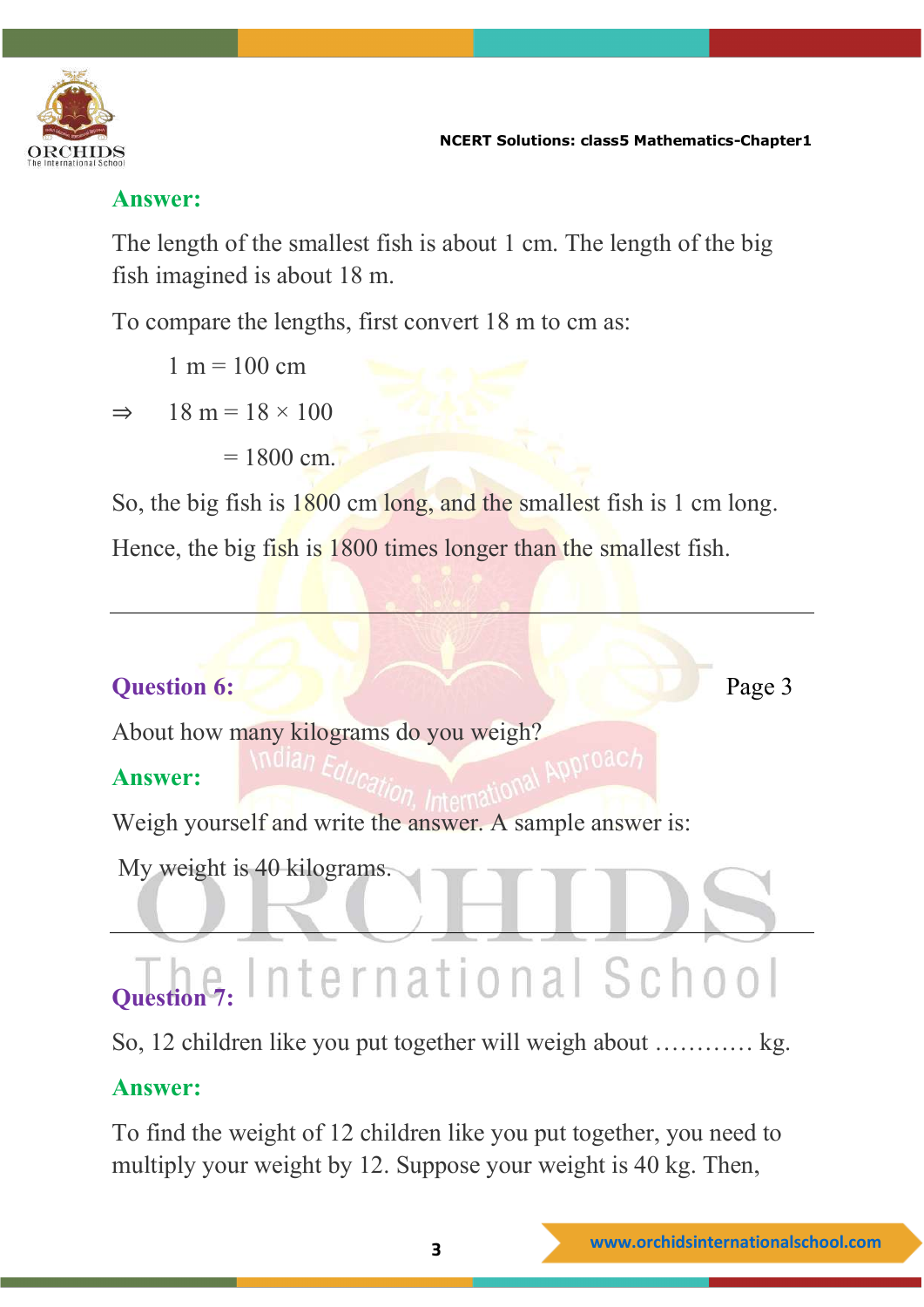**Answer:**

The length of the smallest fish is about 1 cm. The length of the big fish imagined is about 18 m.

To compare the lengths, first convert 18 m to cm as:

$1 \text{ m} = 100 \text{ cm}$

$\Rightarrow \quad 18 \text{ m} = 18 \times 100$

$= 1800 \text{ cm}.$

So, the big fish is 1800 cm long, and the smallest fish is 1 cm long.

Hence, the big fish is 1800 times longer than the smallest fish.

---

**Question 6:** Page 3

About how many kilograms do you weigh?

**Answer:**

Weigh yourself and write the answer. A sample answer is:

My weight is 40 kilograms.

---

**Question 7:**

So, 12 children like you put together will weigh about ………… kg.

**Answer:**

To find the weight of 12 children like you put together, you need to multiply your weight by 12. Suppose your weight is 40 kg. Then,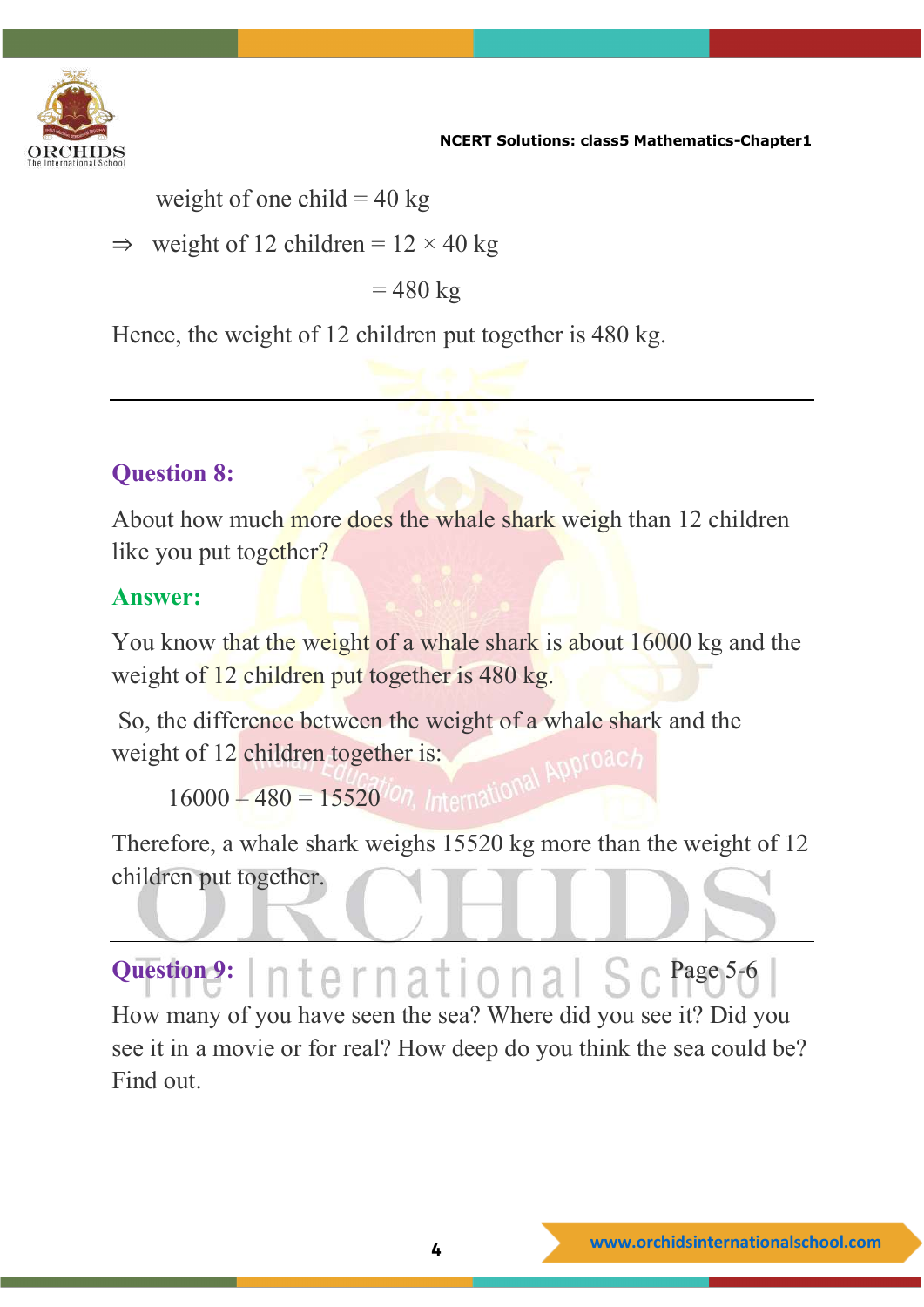weight of one child = 40 kg

$\Rightarrow$ weight of 12 children = $12 \times 40$ kg

= 480 kg

Hence, the weight of 12 children put together is 480 kg.

---

**Question 8:**

About how much more does the whale shark weigh than 12 children like you put together?

**Answer:**

You know that the weight of a whale shark is about 16000 kg and the weight of 12 children put together is 480 kg.

So, the difference between the weight of a whale shark and the weight of 12 children together is:

$16000 - 480 = 15520$

Therefore, a whale shark weighs 15520 kg more than the weight of 12 children put together.

---

**Question 9:** Page 5-6

How many of you have seen the sea? Where did you see it? Did you see it in a movie or for real? How deep do you think the sea could be? Find out.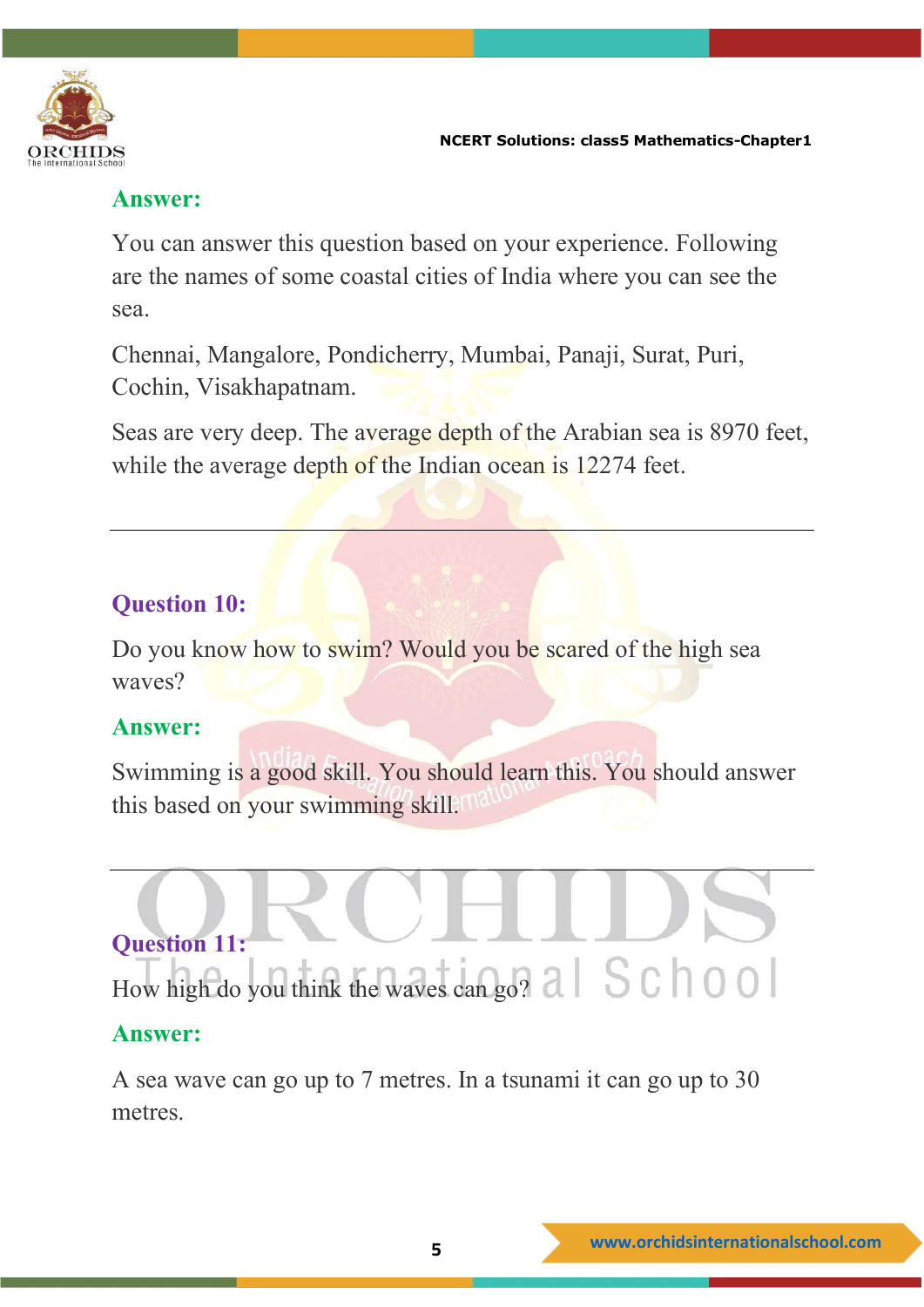**Answer:**

You can answer this question based on your experience. Following are the names of some coastal cities of India where you can see the sea.

Chennai, Mangalore, Pondicherry, Mumbai, Panaji, Surat, Puri, Cochin, Visakhapatnam.

Seas are very deep. The average depth of the Arabian sea is 8970 feet, while the average depth of the Indian ocean is 12274 feet.

---

**Question 10:**

Do you know how to swim? Would you be scared of the high sea waves?

**Answer:**

Swimming is a good skill. You should learn this. You should answer this based on your swimming skill.

---

**Question 11:**

How high do you think the waves can go?

**Answer:**

A sea wave can go up to 7 metres. In a tsunami it can go up to 30 metres.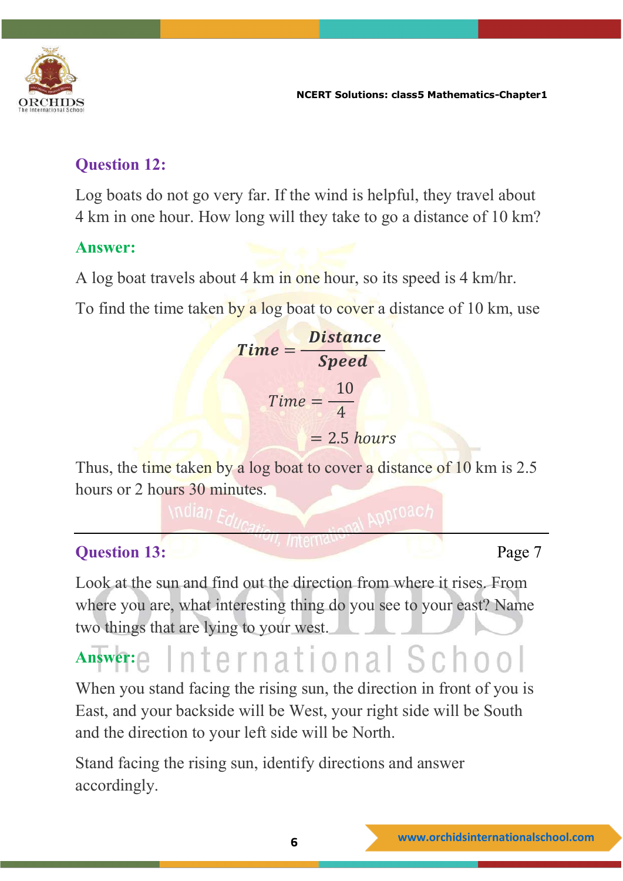### Question 12:

Log boats do not go very far. If the wind is helpful, they travel about 4 km in one hour. How long will they take to go a distance of 10 km?

**Answer:**

A log boat travels about 4 km in one hour, so its speed is 4 km/hr.

To find the time taken by a log boat to cover a distance of 10 km, use

$$Time = \frac{Distance}{Speed}$$

$$Time = \frac{10}{4}$$

$$= 2.5\ hours$$

Thus, the time taken by a log boat to cover a distance of 10 km is 2.5 hours or 2 hours 30 minutes.

---

### Question 13:

Page 7

Look at the sun and find out the direction from where it rises. From where you are, what interesting thing do you see to your east? Name two things that are lying to your west.

**Answer:**

When you stand facing the rising sun, the direction in front of you is East, and your backside will be West, your right side will be South and the direction to your left side will be North.

Stand facing the rising sun, identify directions and answer accordingly.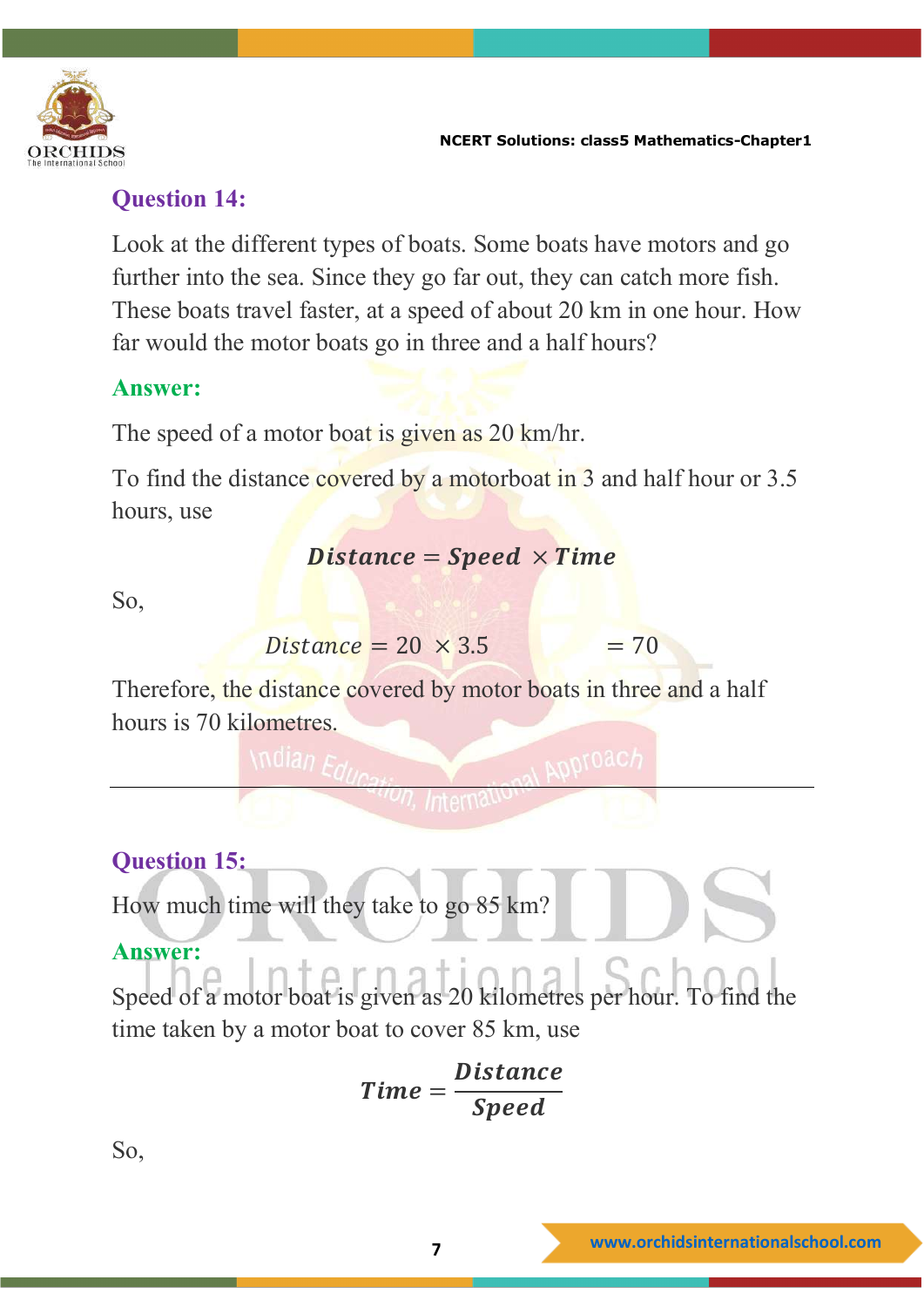### Question 14:

Look at the different types of boats. Some boats have motors and go further into the sea. Since they go far out, they can catch more fish. These boats travel faster, at a speed of about 20 km in one hour. How far would the motor boats go in three and a half hours?

**Answer:**

The speed of a motor boat is given as 20 km/hr.

To find the distance covered by a motorboat in 3 and half hour or 3.5 hours, use

$$\boldsymbol{Distance = Speed \times Time}$$

So,

$$Distance = 20 \times 3.5 \qquad = 70$$

Therefore, the distance covered by motor boats in three and a half hours is 70 kilometres.

---

### Question 15:

How much time will they take to go 85 km?

**Answer:**

Speed of a motor boat is given as 20 kilometres per hour. To find the time taken by a motor boat to cover 85 km, use

$$\boldsymbol{Time = \frac{Distance}{Speed}}$$

So,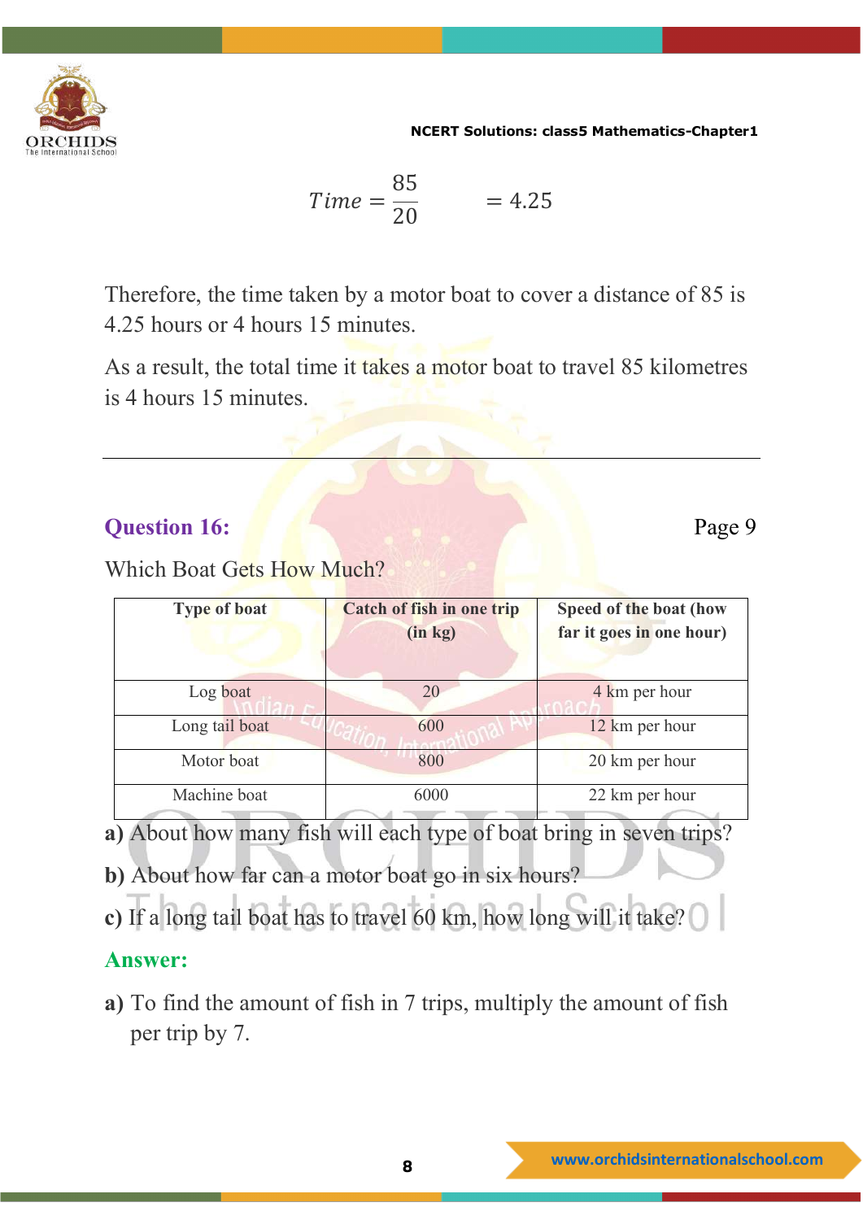$$Time = \frac{85}{20} \qquad = 4.25$$

Therefore, the time taken by a motor boat to cover a distance of 85 is 4.25 hours or 4 hours 15 minutes.

As a result, the total time it takes a motor boat to travel 85 kilometres is 4 hours 15 minutes.

---

## Question 16:

Page 9

Which Boat Gets How Much?

| Type of boat | Catch of fish in one trip (in kg) | Speed of the boat (how far it goes in one hour) |
|---|---|---|
| Log boat | 20 | 4 km per hour |
| Long tail boat | 600 | 12 km per hour |
| Motor boat | 800 | 20 km per hour |
| Machine boat | 6000 | 22 km per hour |

**a)** About how many fish will each type of boat bring in seven trips?

**b)** About how far can a motor boat go in six hours?

**c)** If a long tail boat has to travel 60 km, how long will it take?

## Answer:

**a)** To find the amount of fish in 7 trips, multiply the amount of fish per trip by 7.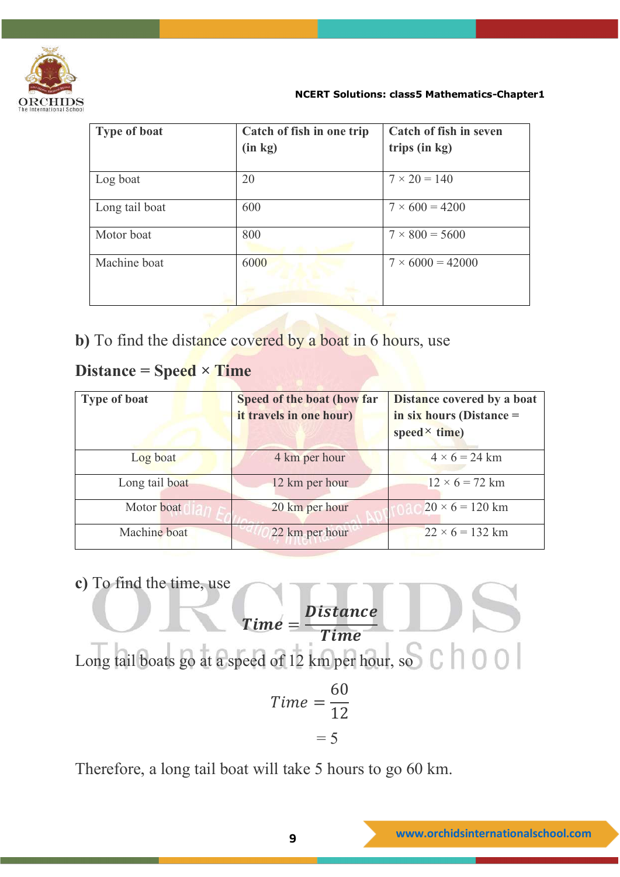| Type of boat | Catch of fish in one trip (in kg) | Catch of fish in seven trips (in kg) |
|---|---|---|
| Log boat | 20 | $7 \times 20 = 140$ |
| Long tail boat | 600 | $7 \times 600 = 4200$ |
| Motor boat | 800 | $7 \times 800 = 5600$ |
| Machine boat | 6000 | $7 \times 6000 = 42000$ |

**b)** To find the distance covered by a boat in 6 hours, use

**Distance = Speed × Time**

| Type of boat | Speed of the boat (how far it travels in one hour) | Distance covered by a boat in six hours (Distance = speed × time) |
|---|---|---|
| Log boat | 4 km per hour | $4 \times 6 = 24$ km |
| Long tail boat | 12 km per hour | $12 \times 6 = 72$ km |
| Motor boat | 20 km per hour | $20 \times 6 = 120$ km |
| Machine boat | 22 km per hour | $22 \times 6 = 132$ km |

**c)** To find the time, use

$$Time = \frac{Distance}{Time}$$

Long tail boats go at a speed of 12 km per hour, so

$$Time = \frac{60}{12}$$

$$= 5$$

Therefore, a long tail boat will take 5 hours to go 60 km.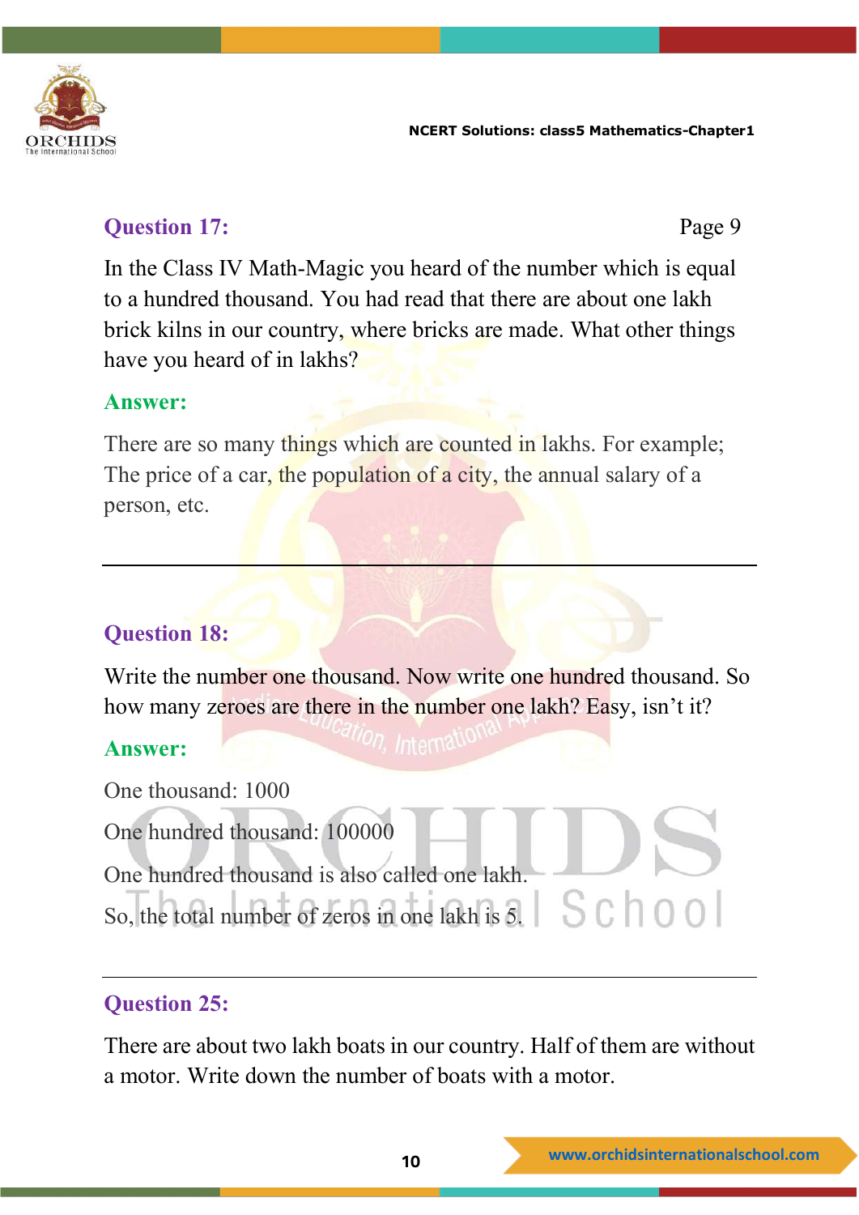## Question 17:

Page 9

In the Class IV Math-Magic you heard of the number which is equal to a hundred thousand. You had read that there are about one lakh brick kilns in our country, where bricks are made. What other things have you heard of in lakhs?

### Answer:

There are so many things which are counted in lakhs. For example; The price of a car, the population of a city, the annual salary of a person, etc.

---

## Question 18:

Write the number one thousand. Now write one hundred thousand. So how many zeroes are there in the number one lakh? Easy, isn't it?

### Answer:

One thousand: 1000

One hundred thousand: 100000

One hundred thousand is also called one lakh.

So, the total number of zeros in one lakh is 5.

---

## Question 25:

There are about two lakh boats in our country. Half of them are without a motor. Write down the number of boats with a motor.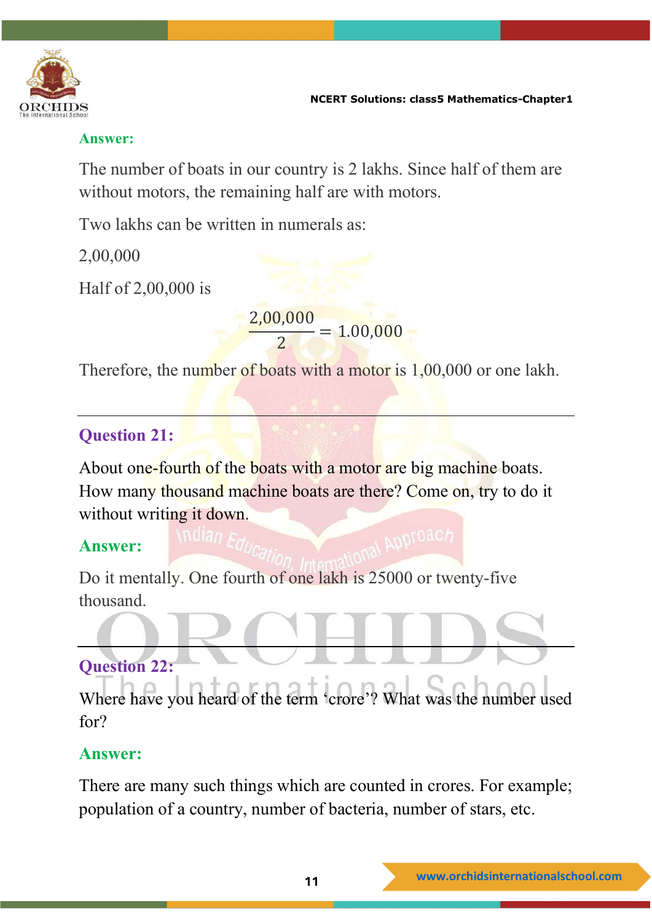**Answer:**

The number of boats in our country is 2 lakhs. Since half of them are without motors, the remaining half are with motors.

Two lakhs can be written in numerals as:

2,00,000

Half of 2,00,000 is

$$\frac{2,00,000}{2} = 1,00,000$$

Therefore, the number of boats with a motor is 1,00,000 or one lakh.

---

## Question 21:

About one-fourth of the boats with a motor are big machine boats. How many thousand machine boats are there? Come on, try to do it without writing it down.

**Answer:**

Do it mentally. One fourth of one lakh is 25000 or twenty-five thousand.

---

## Question 22:

Where have you heard of the term 'crore'? What was the number used for?

**Answer:**

There are many such things which are counted in crores. For example; population of a country, number of bacteria, number of stars, etc.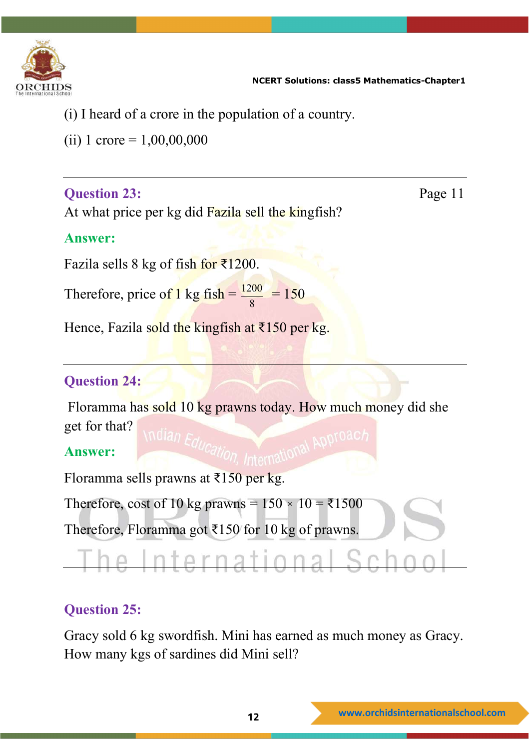(i) I heard of a crore in the population of a country.

(ii) 1 crore = 1,00,00,000

---

**Question 23:** Page 11

At what price per kg did Fazila sell the kingfish?

**Answer:**

Fazila sells 8 kg of fish for ₹1200.

Therefore, price of 1 kg fish = $\frac{1200}{8}$ = 150

Hence, Fazila sold the kingfish at ₹150 per kg.

---

**Question 24:**

Floramma has sold 10 kg prawns today. How much money did she get for that?

**Answer:**

Floramma sells prawns at ₹150 per kg.

Therefore, cost of 10 kg prawns = 150 × 10 = ₹1500

Therefore, Floramma got ₹150 for 10 kg of prawns.

---

**Question 25:**

Gracy sold 6 kg swordfish. Mini has earned as much money as Gracy. How many kgs of sardines did Mini sell?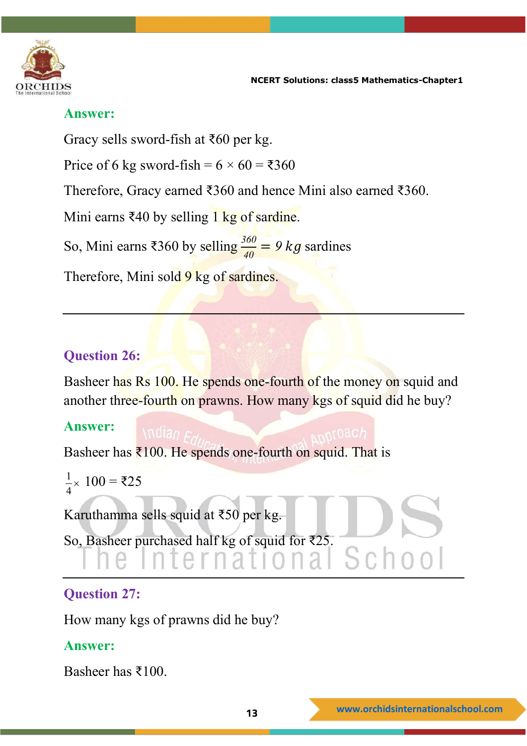**Answer:**

Gracy sells sword-fish at ₹60 per kg.

Price of 6 kg sword-fish = 6 × 60 = ₹360

Therefore, Gracy earned ₹360 and hence Mini also earned ₹360.

Mini earns ₹40 by selling 1 kg of sardine.

So, Mini earns ₹360 by selling $\frac{360}{40} = 9\ kg$ sardines

Therefore, Mini sold 9 kg of sardines.

---

**Question 26:**

Basheer has Rs 100. He spends one-fourth of the money on squid and another three-fourth on prawns. How many kgs of squid did he buy?

**Answer:**

Basheer has ₹100. He spends one-fourth on squid. That is

$\frac{1}{4} \times 100 =$ ₹25

Karuthamma sells squid at ₹50 per kg.

So, Basheer purchased half kg of squid for ₹25.

---

**Question 27:**

How many kgs of prawns did he buy?

**Answer:**

Basheer has ₹100.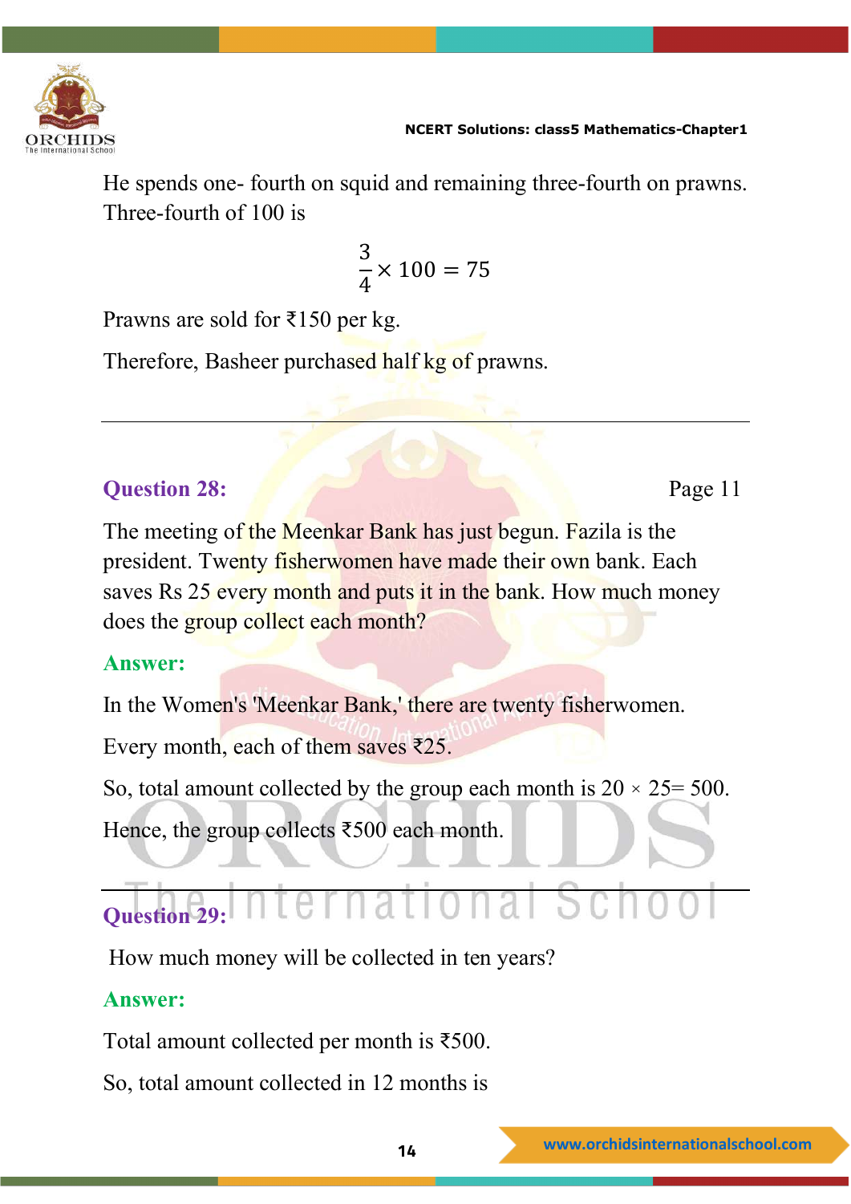He spends one- fourth on squid and remaining three-fourth on prawns. Three-fourth of 100 is

$$\frac{3}{4} \times 100 = 75$$

Prawns are sold for ₹150 per kg.

Therefore, Basheer purchased half kg of prawns.

---

**Question 28:** Page 11

The meeting of the Meenkar Bank has just begun. Fazila is the president. Twenty fisherwomen have made their own bank. Each saves Rs 25 every month and puts it in the bank. How much money does the group collect each month?

**Answer:**

In the Women's 'Meenkar Bank,' there are twenty fisherwomen.

Every month, each of them saves ₹25.

So, total amount collected by the group each month is 20 × 25= 500.

Hence, the group collects ₹500 each month.

---

**Question 29:**

How much money will be collected in ten years?

**Answer:**

Total amount collected per month is ₹500.

So, total amount collected in 12 months is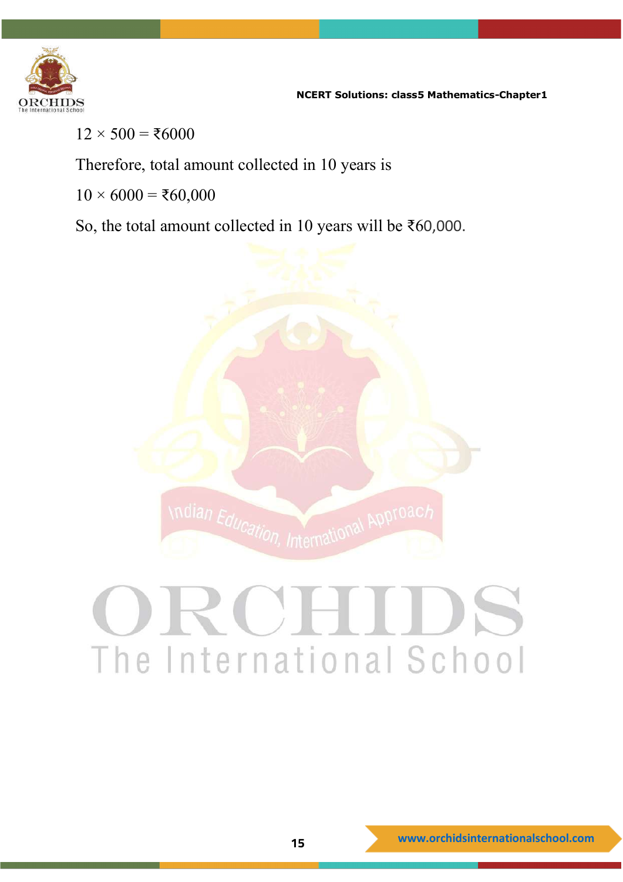$12 \times 500 = ₹6000$

Therefore, total amount collected in 10 years is

$10 \times 6000 = ₹60,000$

So, the total amount collected in 10 years will be ₹60,000.